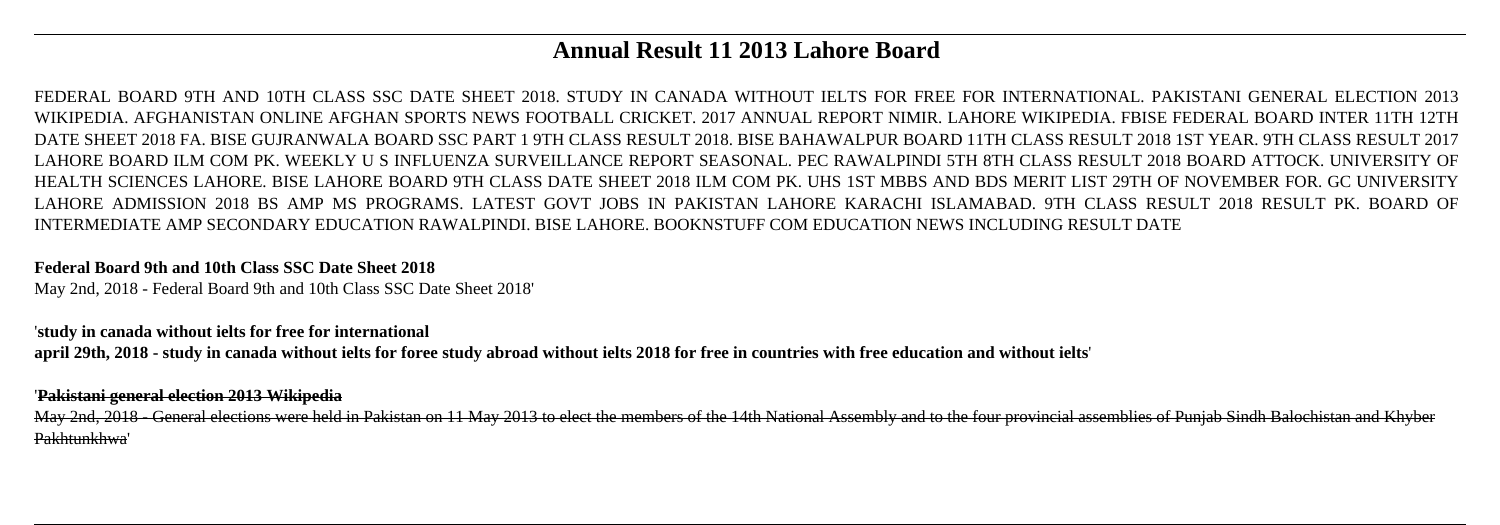# Annual Result 11 2013 Lahore Board

FEDERAL BOARD 9TH AND 10TH CLASS SSC DATE SHEET 2018. STUDY IN CANADA WITHOUT IELTS FOR FREE FOR INTERNATIONAL. PAKISTANI GENERAL ELECTION 2013 WIKIPEDIA. AFGHANISTAN ONLINE AFGHAN SPORTS NEWS FOOTBALL CRICKET. 2017 ANNUAL REPORT NIMIR. LAHORE WIKIPEDIA. FBISE FEDERAL BOARD INTER 11TH 12TH DATE SHEET 2018 FA. BISE GUJRANWALA BOARD SSC PART 1 9TH CLASS RESULT 2018. BISE BAHAWALPUR BOARD 11TH CLASS RESULT 2018 1ST YEAR. 9TH CLASS RESULT 2017 LAHORE BOARD ILM COM PK. WEEKLY U S INFLUENZA SURVEILLANCE REPORT SEASONAL. PEC RAWALPINDI 5TH 8TH CLASS RESULT 2018 BOARD ATTOCK. UNIVERSITY OF HEALTH SCIENCES LAHORE. BISE LAHORE BOARD 9TH CLASS DATE SHEET 2018 ILM COM PK. UHS 1ST MBBS AND BDS MERIT LIST 29TH OF NOVEMBER FOR. GC UNIVERSITY LAHORE ADMISSION 2018 BS AMP MS PROGRAMS. LATEST GOVT JOBS IN PAKISTAN LAHORE KARACHI ISLAMABAD. 9TH CLASS RESULT 2018 RESULT PK. BOARD OF INTERMEDIATE AMP SECONDARY EDUCATION RAWALPINDI. BISE LAHORE. BOOKNSTUFF COM EDUCATION NEWS INCLUDING RESULT DATE

**Federal Board 9th and 10th Class SSC Date Sheet 2018**

May 2nd, 2018 - Federal Board 9th and 10th Class SSC Date Sheet 2018'

'**study in canada without ielts for free for international**

**april 29th, 2018 - study in canada without ielts for foree study abroad without ielts 2018 for free in countries with free education and without ielts**'

'**Pakistani general election 2013 Wikipedia**

May 2nd, 2018 - General elections were held in Pakistan on 11 May 2013 to elect the members of the 14th National Assembly and to the four provincial assemblies of Punjab Sindh Balochistan and Khyber Pakhtunkhwa'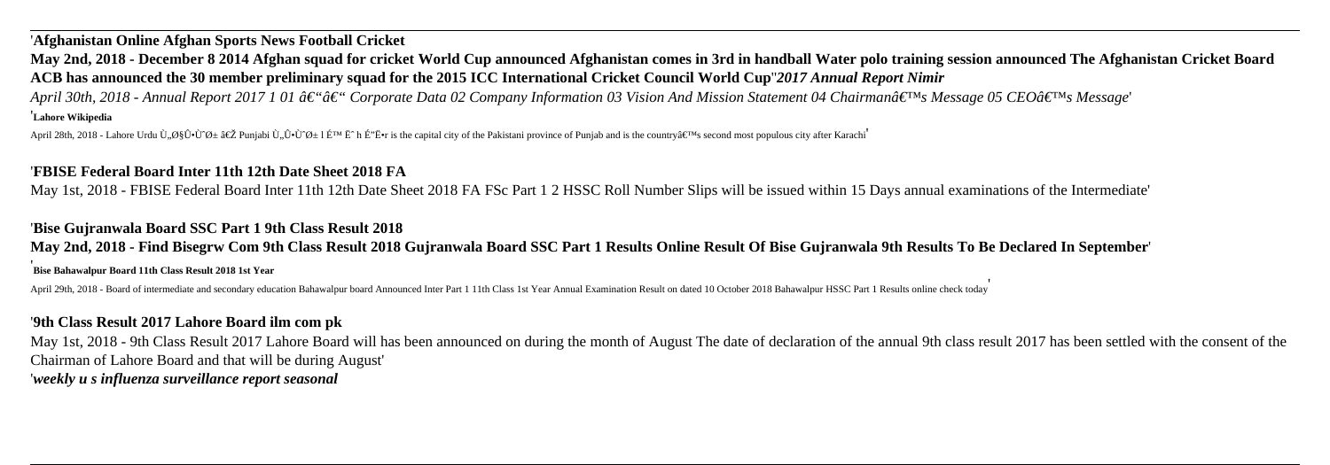'**Afghanistan Online Afghan Sports News Football Cricket**

**May 2nd, 2018 - December 8 2014 Afghan squad for cricket World Cup announced Afghanistan comes in 3rd in handball Water polo training session announced The Afghanistan Cricket Board ACB has announced the 30 member preliminary squad for the 2015 ICC International Cricket Council World Cup**'***2017 Annual Report Nimir***

*April 30th, 2018 - Annual Report 2017 1 01 â€"â€" Corporate Data 02 Company Information 03 Vision And Mission Statement 04 Chairmanâ€™s Message 05 CEOâ€™s Message*'

'**Lahore Wikipedia**

April 28th, 2018 - Lahore Urdu Ù„Ø§Û•Ù˜Ø± â€Ž Punjabi Ù„Û•Ù˜Ø± l É™ Ëˆ h É"Ë•r is the capital city of the Pakistani province of Punjab and is the countryâ€™s second most populous city after Karachi'

'**FBISE Federal Board Inter 11th 12th Date Sheet 2018 FA**

May 1st, 2018 - FBISE Federal Board Inter 11th 12th Date Sheet 2018 FA FSc Part 1 2 HSSC Roll Number Slips will be issued within 15 Days annual examinations of the Intermediate'

'**Bise Gujranwala Board SSC Part 1 9th Class Result 2018**

**May 2nd, 2018 - Find Bisegrw Com 9th Class Result 2018 Gujranwala Board SSC Part 1 Results Online Result Of Bise Gujranwala 9th Results To Be Declared In September**'

'**Bise Bahawalpur Board 11th Class Result 2018 1st Year**

April 29th, 2018 - Board of intermediate and secondary education Bahawalpur board Announced Inter Part 1 11th Class 1st Year Annual Examination Result on dated 10 October 2018 Bahawalpur HSSC Part 1 Results online check today'

'**9th Class Result 2017 Lahore Board ilm com pk**

May 1st, 2018 - 9th Class Result 2017 Lahore Board will has been announced on during the month of August The date of declaration of the annual 9th class result 2017 has been settled with the consent of the Chairman of Lahore Board and that will be during August'

'***weekly u s influenza surveillance report seasonal***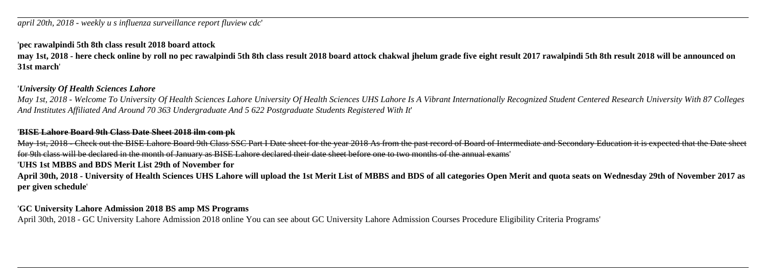*april 20th, 2018 - weekly u s influenza surveillance report fluview cdc*'

'**pec rawalpindi 5th 8th class result 2018 board attock**
**may 1st, 2018 - here check online by roll no pec rawalpindi 5th 8th class result 2018 board attock chakwal jhelum grade five eight result 2017 rawalpindi 5th 8th result 2018 will be announced on 31st march**'

'***University Of Health Sciences Lahore***
*May 1st, 2018 - Welcome To University Of Health Sciences Lahore University Of Health Sciences UHS Lahore Is A Vibrant Internationally Recognized Student Centered Research University With 87 Colleges And Institutes Affiliated And Around 70 363 Undergraduate And 5 622 Postgraduate Students Registered With It*'

'~~**BISE Lahore Board 9th Class Date Sheet 2018 ilm com pk**~~
~~May 1st, 2018 - Check out the BISE Lahore Board 9th Class SSC Part I Date sheet for the year 2018 As from the past record of Board of Intermediate and Secondary Education it is expected that the Date sheet for 9th class will be declared in the month of January as BISE Lahore declared their date sheet before one to two months of the annual exams~~'

'**UHS 1st MBBS and BDS Merit List 29th of November for**
**April 30th, 2018 - University of Health Sciences UHS Lahore will upload the 1st Merit List of MBBS and BDS of all categories Open Merit and quota seats on Wednesday 29th of November 2017 as per given schedule**'

'**GC University Lahore Admission 2018 BS amp MS Programs**
April 30th, 2018 - GC University Lahore Admission 2018 online You can see about GC University Lahore Admission Courses Procedure Eligibility Criteria Programs'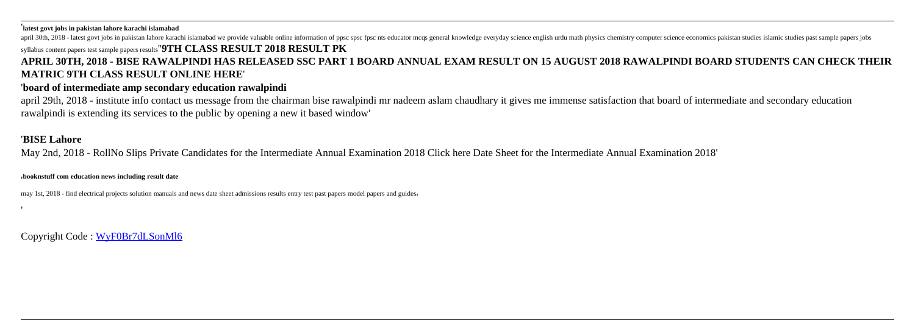'**latest govt jobs in pakistan lahore karachi islamabad**

april 30th, 2018 - latest govt jobs in pakistan lahore karachi islamabad we provide valuable online information of ppsc spsc fpsc nts educator mcqs general knowledge everyday science english urdu math physics chemistry computer science economics pakistan studies islamic studies past sample papers jobs syllabus content papers test sample papers results''**9TH CLASS RESULT 2018 RESULT PK**

**APRIL 30TH, 2018 - BISE RAWALPINDI HAS RELEASED SSC PART 1 BOARD ANNUAL EXAM RESULT ON 15 AUGUST 2018 RAWALPINDI BOARD STUDENTS CAN CHECK THEIR MATRIC 9TH CLASS RESULT ONLINE HERE**'

'**board of intermediate amp secondary education rawalpindi**

april 29th, 2018 - institute info contact us message from the chairman bise rawalpindi mr nadeem aslam chaudhary it gives me immense satisfaction that board of intermediate and secondary education rawalpindi is extending its services to the public by opening a new it based window'

'**BISE Lahore**

May 2nd, 2018 - RollNo Slips Private Candidates for the Intermediate Annual Examination 2018 Click here Date Sheet for the Intermediate Annual Examination 2018'

'**booknstuff com education news including result date**

may 1st, 2018 - find electrical projects solution manuals and news date sheet admissions results entry test past papers model papers and guides'

'

Copyright Code : WyF0Br7dLSonMl6